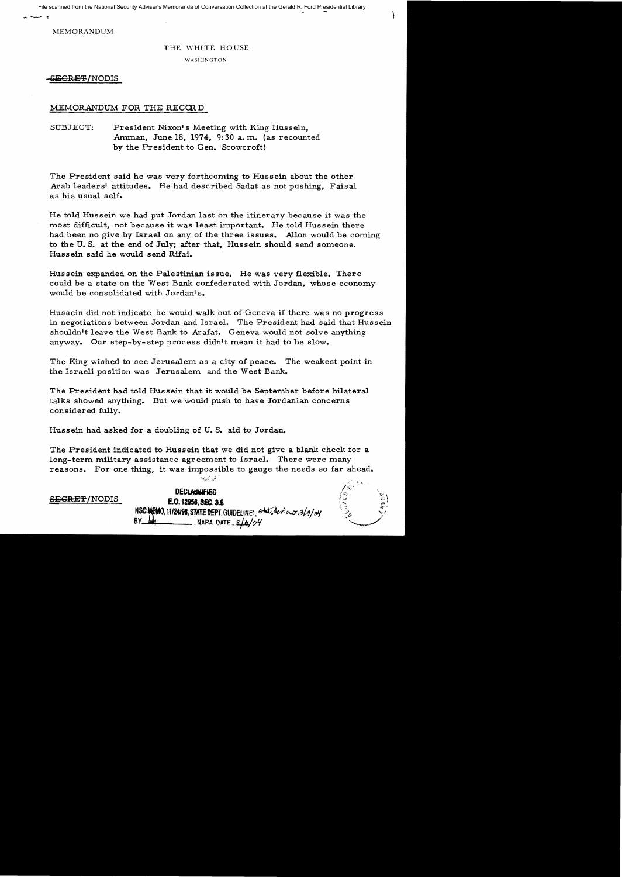File scanned from the National Security Adviser's Memoranda of Conversation Collection at the Gerald R. Ford Presidential Library

MEMORANDUM

THE WHITE HOUSE

WASHINGTON

~~SECRET~~/NODIS

MEMORANDUM FOR THE RECORD

SUBJECT: President Nixon's Meeting with King Hussein, Amman, June 18, 1974, 9:30 a.m. (as recounted by the President to Gen. Scowcroft)

The President said he was very forthcoming to Hussein about the other Arab leaders' attitudes. He had described Sadat as not pushing, Faisal as his usual self.

He told Hussein we had put Jordan last on the itinerary because it was the most difficult, not because it was least important. He told Hussein there had been no give by Israel on any of the three issues. Allon would be coming to the U.S. at the end of July; after that, Hussein should send someone. Hussein said he would send Rifai.

Hussein expanded on the Palestinian issue. He was very flexible. There could be a state on the West Bank confederated with Jordan, whose economy would be consolidated with Jordan's.

Hussein did not indicate he would walk out of Geneva if there was no progress in negotiations between Jordan and Israel. The President had said that Hussein shouldn't leave the West Bank to Arafat. Geneva would not solve anything anyway. Our step-by-step process didn't mean it had to be slow.

The King wished to see Jerusalem as a city of peace. The weakest point in the Israeli position was Jerusalem and the West Bank.

The President had told Hussein that it would be September before bilateral talks showed anything. But we would push to have Jordanian concerns considered fully.

Hussein had asked for a doubling of U.S. aid to Jordan.

The President indicated to Hussein that we did not give a blank check for a long-term military assistance agreement to Israel. There were many reasons. For one thing, it was impossible to gauge the needs so far ahead.

~~SECRET~~/NODIS

DECLASSIFIED
E.O. 12958, SEC. 3.5
NSC MEMO, 11/24/98, STATE DEPT. GUIDELINES, state rev. 3/9/04
BY ___ , NARA DATE 8/6/04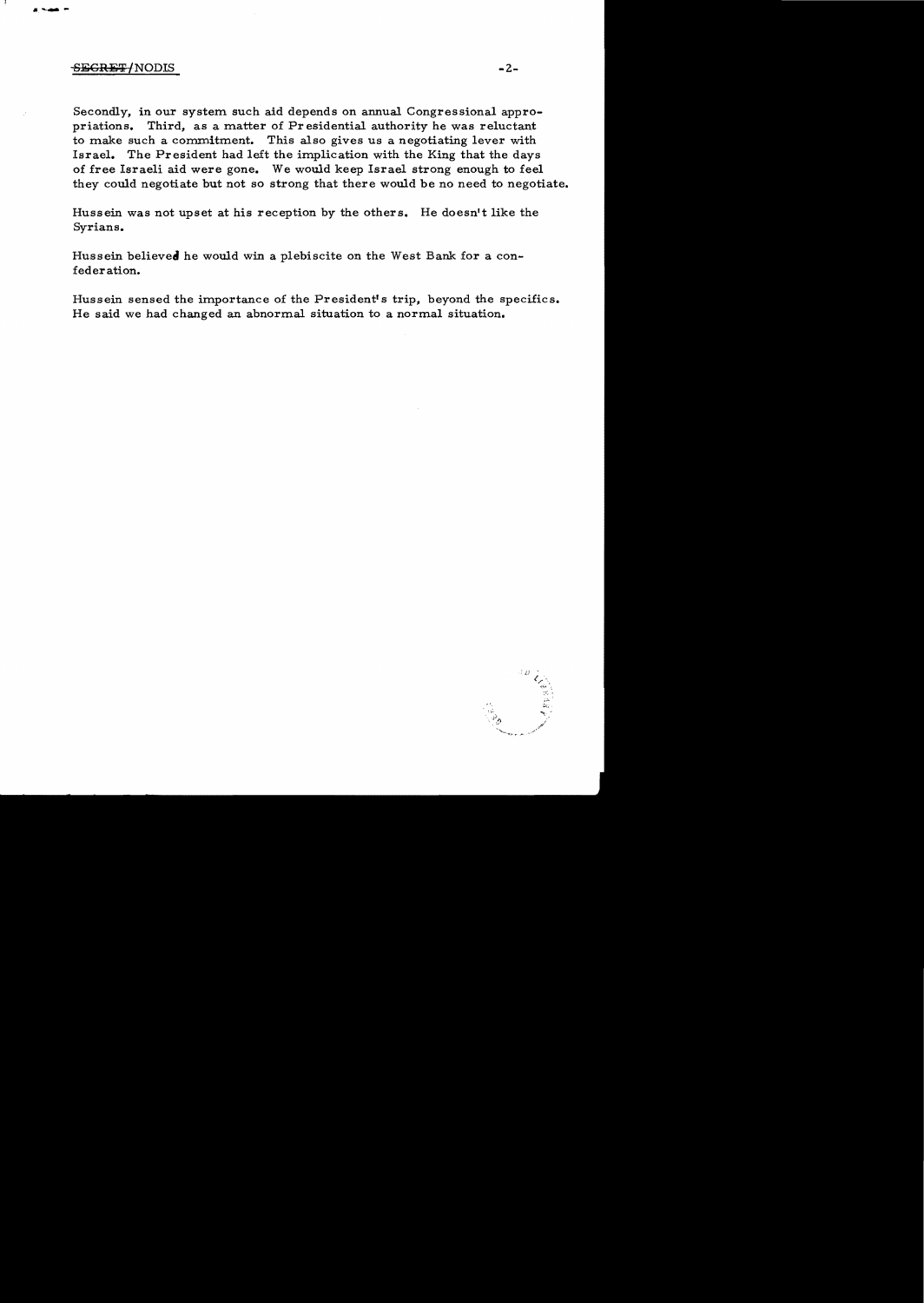Secondly, in our system such aid depends on annual Congressional appropriations. Third, as a matter of Presidential authority he was reluctant to make such a commitment. This also gives us a negotiating lever with Israel. The President had left the implication with the King that the days of free Israeli aid were gone. We would keep Israel strong enough to feel they could negotiate but not so strong that there would be no need to negotiate.

Hussein was not upset at his reception by the others. He doesn't like the Syrians.

Hussein believed he would win a plebiscite on the West Bank for a confederation.

Hussein sensed the importance of the President's trip, beyond the specifics. He said we had changed an abnormal situation to a normal situation.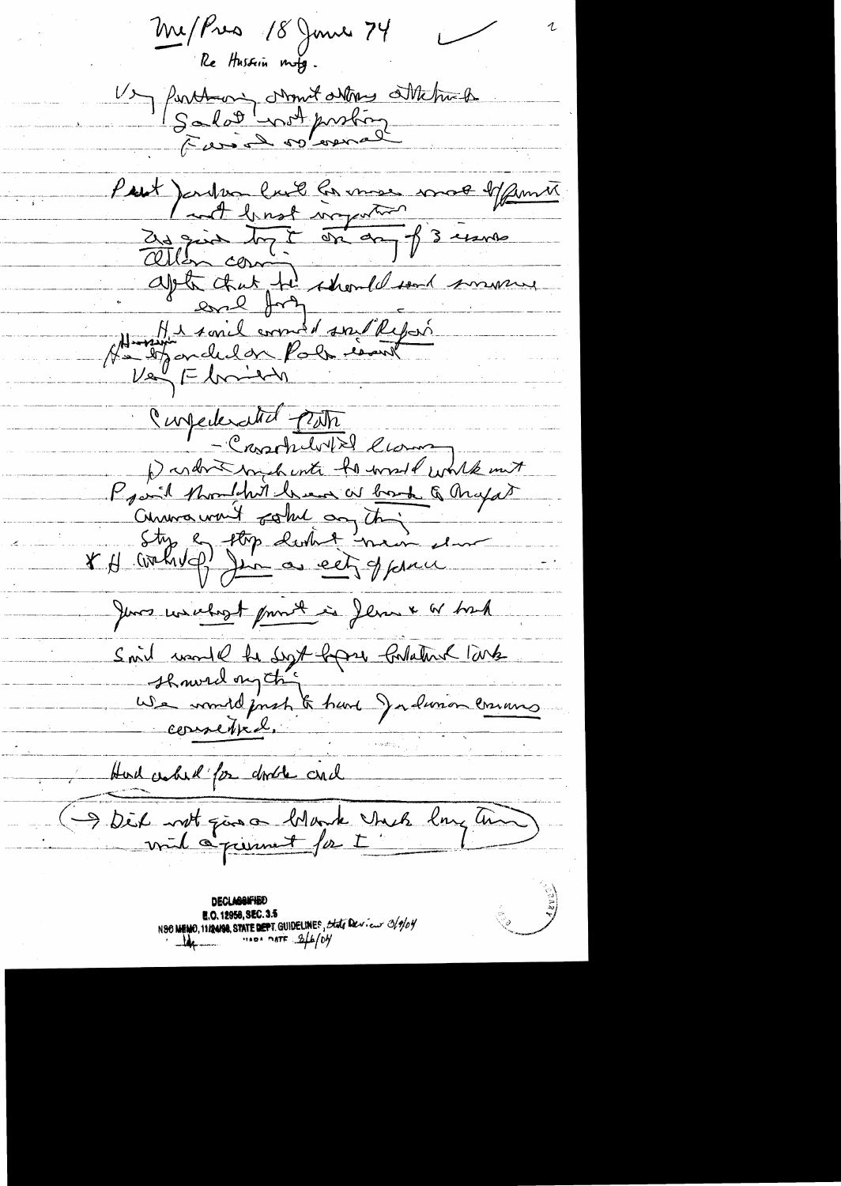Me/Pres 18 June 74
Re Hussein mtg.

Very partisan, almost totally attached
Sadat not pushing
Faisal so-so

Past Jordan has been most difficult
and least important
He said try to do any of 3 issues
Allon coming
After that he should send someone
over here
Hussein said wanted send Rifai
He is worried on Pale issue
Very friendly

Confederated state
- Crossed with Allon
Wouldn't work unless he would walk out
P said thought he was on back of Arafat
Arabs won't solve anything
Step by step doesn't mean slow
& if would go Jer as city of peace

Jews would not permit Jerusalem & W Bank
Said would be best before Palestinian lands
showed anything
We would push to have Jordanian issues
considered.

Had asked for double aid

(→ Did not give a blank check long time
with agreement for I)

DECLASSIFIED
E.O. 12958, SEC. 3.5
NSC MEMO, 11/24/98, STATE DEPT. GUIDELINES, State Review 3/9/04
NARA DATE 8/6/04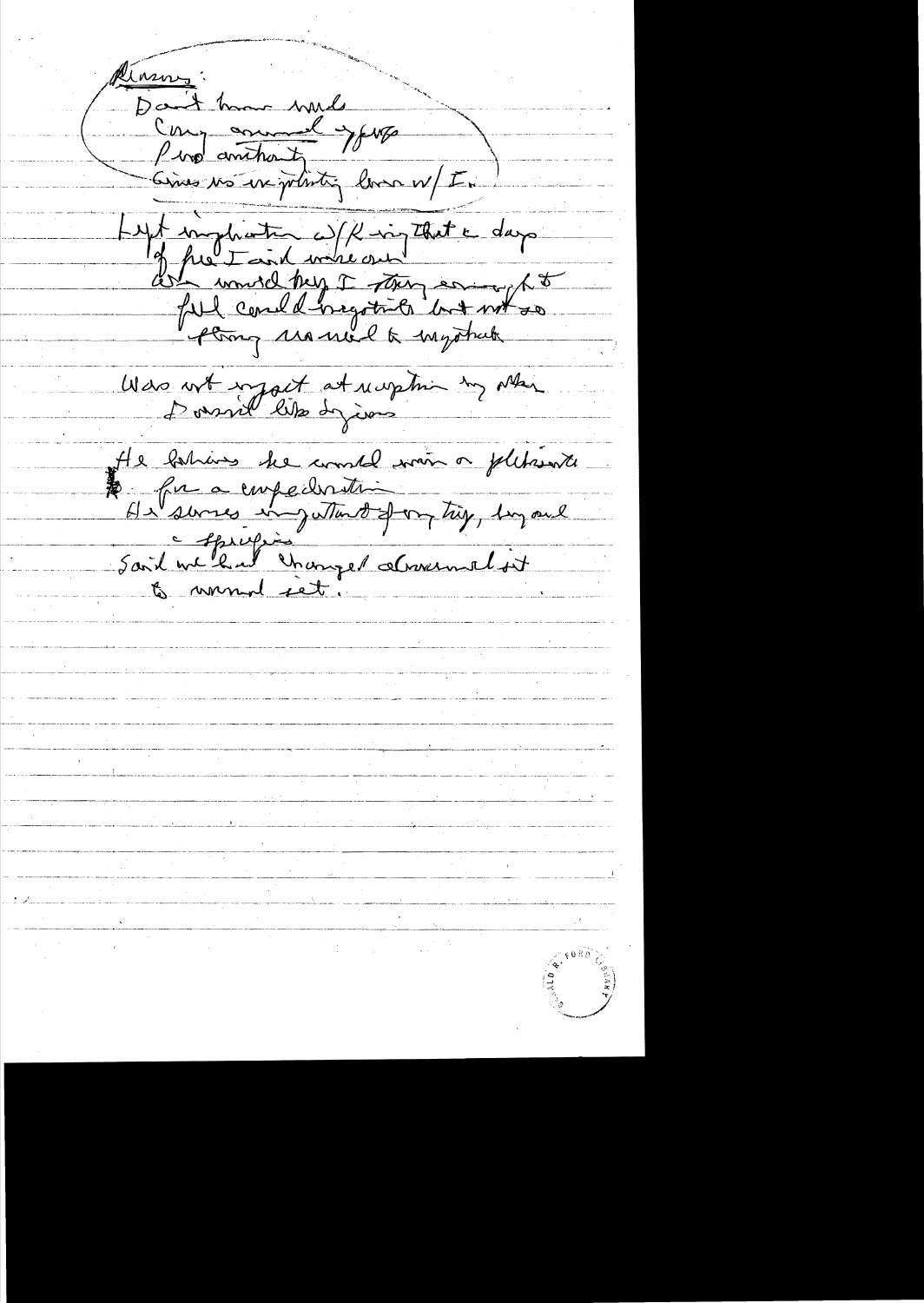Reasons:

Don't know much

Cong. concerned ?????

Prod. authority

Gives no uncertainty here w/ I.

Left implication w/ K -ing that a days of free I and since out ?? would help I thing enough to feel could negotiate but not so strong as need to negotiate

Was not impact at reception by other ? ??? ????

He believes he would win on plebiscite for a expedition

He ????? important for trip, beyond ??? specifics

Said we had changed demand ?? to ????? ???.